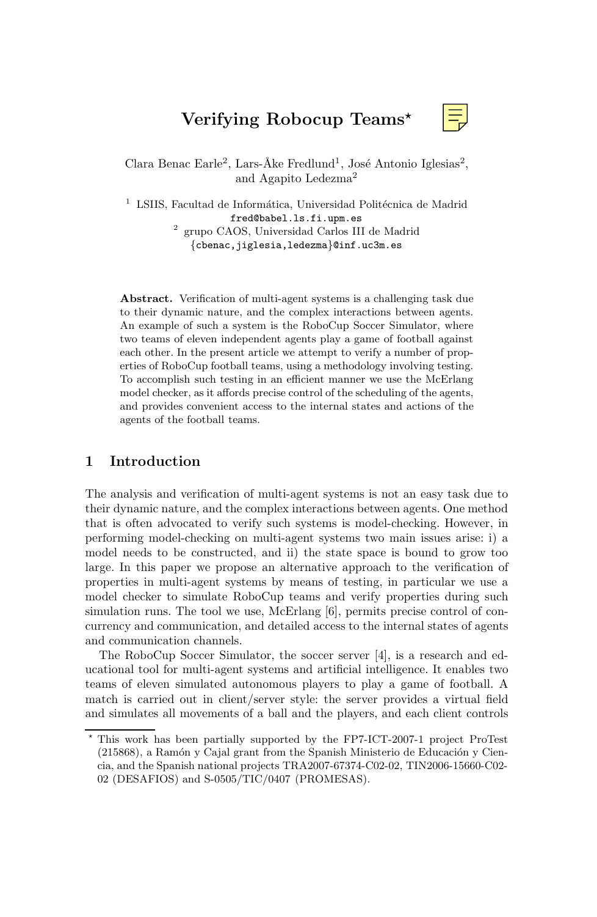# Verifying Robocup Teams*

Clara Benac Earle[2], Lars-Åke Fredlund[1], José Antonio Iglesias[2], and Agapito Ledezma[2]

[1] LSIIS, Facultad de Informática, Universidad Politécnica de Madrid
fred@babel.ls.fi.upm.es
[2] grupo CAOS, Universidad Carlos III de Madrid
{cbenac,jiglesia,ledezma}@inf.uc3m.es

**Abstract.** Verification of multi-agent systems is a challenging task due to their dynamic nature, and the complex interactions between agents. An example of such a system is the RoboCup Soccer Simulator, where two teams of eleven independent agents play a game of football against each other. In the present article we attempt to verify a number of properties of RoboCup football teams, using a methodology involving testing. To accomplish such testing in an efficient manner we use the McErlang model checker, as it affords precise control of the scheduling of the agents, and provides convenient access to the internal states and actions of the agents of the football teams.

## 1 Introduction

The analysis and verification of multi-agent systems is not an easy task due to their dynamic nature, and the complex interactions between agents. One method that is often advocated to verify such systems is model-checking. However, in performing model-checking on multi-agent systems two main issues arise: i) a model needs to be constructed, and ii) the state space is bound to grow too large. In this paper we propose an alternative approach to the verification of properties in multi-agent systems by means of testing, in particular we use a model checker to simulate RoboCup teams and verify properties during such simulation runs. The tool we use, McErlang [6], permits precise control of concurrency and communication, and detailed access to the internal states of agents and communication channels.

The RoboCup Soccer Simulator, the soccer server [4], is a research and educational tool for multi-agent systems and artificial intelligence. It enables two teams of eleven simulated autonomous players to play a game of football. A match is carried out in client/server style: the server provides a virtual field and simulates all movements of a ball and the players, and each client controls

---

* This work has been partially supported by the FP7-ICT-2007-1 project ProTest (215868), a Ramón y Cajal grant from the Spanish Ministerio de Educación y Ciencia, and the Spanish national projects TRA2007-67374-C02-02, TIN2006-15660-C02-02 (DESAFIOS) and S-0505/TIC/0407 (PROMESAS).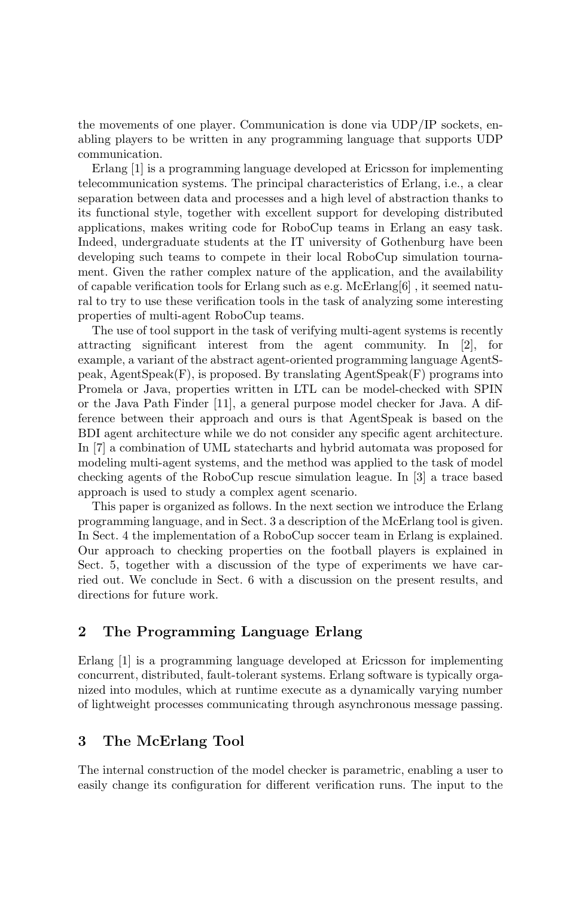the movements of one player. Communication is done via UDP/IP sockets, enabling players to be written in any programming language that supports UDP communication.

Erlang [1] is a programming language developed at Ericsson for implementing telecommunication systems. The principal characteristics of Erlang, i.e., a clear separation between data and processes and a high level of abstraction thanks to its functional style, together with excellent support for developing distributed applications, makes writing code for RoboCup teams in Erlang an easy task. Indeed, undergraduate students at the IT university of Gothenburg have been developing such teams to compete in their local RoboCup simulation tournament. Given the rather complex nature of the application, and the availability of capable verification tools for Erlang such as e.g. McErlang[6] , it seemed natural to try to use these verification tools in the task of analyzing some interesting properties of multi-agent RoboCup teams.

The use of tool support in the task of verifying multi-agent systems is recently attracting significant interest from the agent community. In [2], for example, a variant of the abstract agent-oriented programming language AgentSpeak, AgentSpeak(F), is proposed. By translating AgentSpeak(F) programs into Promela or Java, properties written in LTL can be model-checked with SPIN or the Java Path Finder [11], a general purpose model checker for Java. A difference between their approach and ours is that AgentSpeak is based on the BDI agent architecture while we do not consider any specific agent architecture. In [7] a combination of UML statecharts and hybrid automata was proposed for modeling multi-agent systems, and the method was applied to the task of model checking agents of the RoboCup rescue simulation league. In [3] a trace based approach is used to study a complex agent scenario.

This paper is organized as follows. In the next section we introduce the Erlang programming language, and in Sect. 3 a description of the McErlang tool is given. In Sect. 4 the implementation of a RoboCup soccer team in Erlang is explained. Our approach to checking properties on the football players is explained in Sect. 5, together with a discussion of the type of experiments we have carried out. We conclude in Sect. 6 with a discussion on the present results, and directions for future work.

## 2 The Programming Language Erlang

Erlang [1] is a programming language developed at Ericsson for implementing concurrent, distributed, fault-tolerant systems. Erlang software is typically organized into modules, which at runtime execute as a dynamically varying number of lightweight processes communicating through asynchronous message passing.

## 3 The McErlang Tool

The internal construction of the model checker is parametric, enabling a user to easily change its configuration for different verification runs. The input to the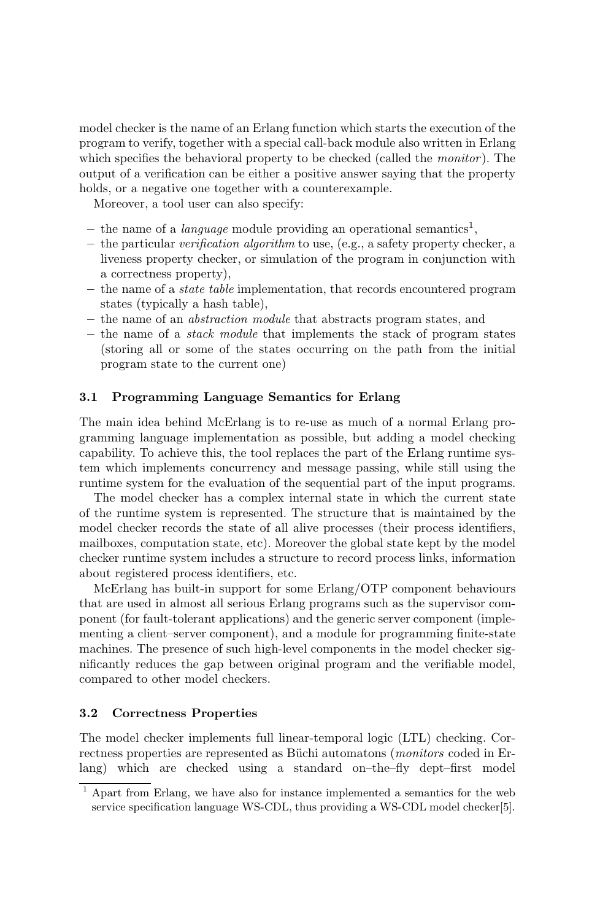model checker is the name of an Erlang function which starts the execution of the program to verify, together with a special call-back module also written in Erlang which specifies the behavioral property to be checked (called the *monitor*). The output of a verification can be either a positive answer saying that the property holds, or a negative one together with a counterexample.

Moreover, a tool user can also specify:

- the name of a *language* module providing an operational semantics[1],
- the particular *verification algorithm* to use, (e.g., a safety property checker, a liveness property checker, or simulation of the program in conjunction with a correctness property),
- the name of a *state table* implementation, that records encountered program states (typically a hash table),
- the name of an *abstraction module* that abstracts program states, and
- the name of a *stack module* that implements the stack of program states (storing all or some of the states occurring on the path from the initial program state to the current one)

### 3.1 Programming Language Semantics for Erlang

The main idea behind McErlang is to re-use as much of a normal Erlang programming language implementation as possible, but adding a model checking capability. To achieve this, the tool replaces the part of the Erlang runtime system which implements concurrency and message passing, while still using the runtime system for the evaluation of the sequential part of the input programs.

The model checker has a complex internal state in which the current state of the runtime system is represented. The structure that is maintained by the model checker records the state of all alive processes (their process identifiers, mailboxes, computation state, etc). Moreover the global state kept by the model checker runtime system includes a structure to record process links, information about registered process identifiers, etc.

McErlang has built-in support for some Erlang/OTP component behaviours that are used in almost all serious Erlang programs such as the supervisor component (for fault-tolerant applications) and the generic server component (implementing a client–server component), and a module for programming finite-state machines. The presence of such high-level components in the model checker significantly reduces the gap between original program and the verifiable model, compared to other model checkers.

### 3.2 Correctness Properties

The model checker implements full linear-temporal logic (LTL) checking. Correctness properties are represented as Büchi automatons (*monitors* coded in Erlang) which are checked using a standard on–the–fly dept–first model

[1] Apart from Erlang, we have also for instance implemented a semantics for the web service specification language WS-CDL, thus providing a WS-CDL model checker[5].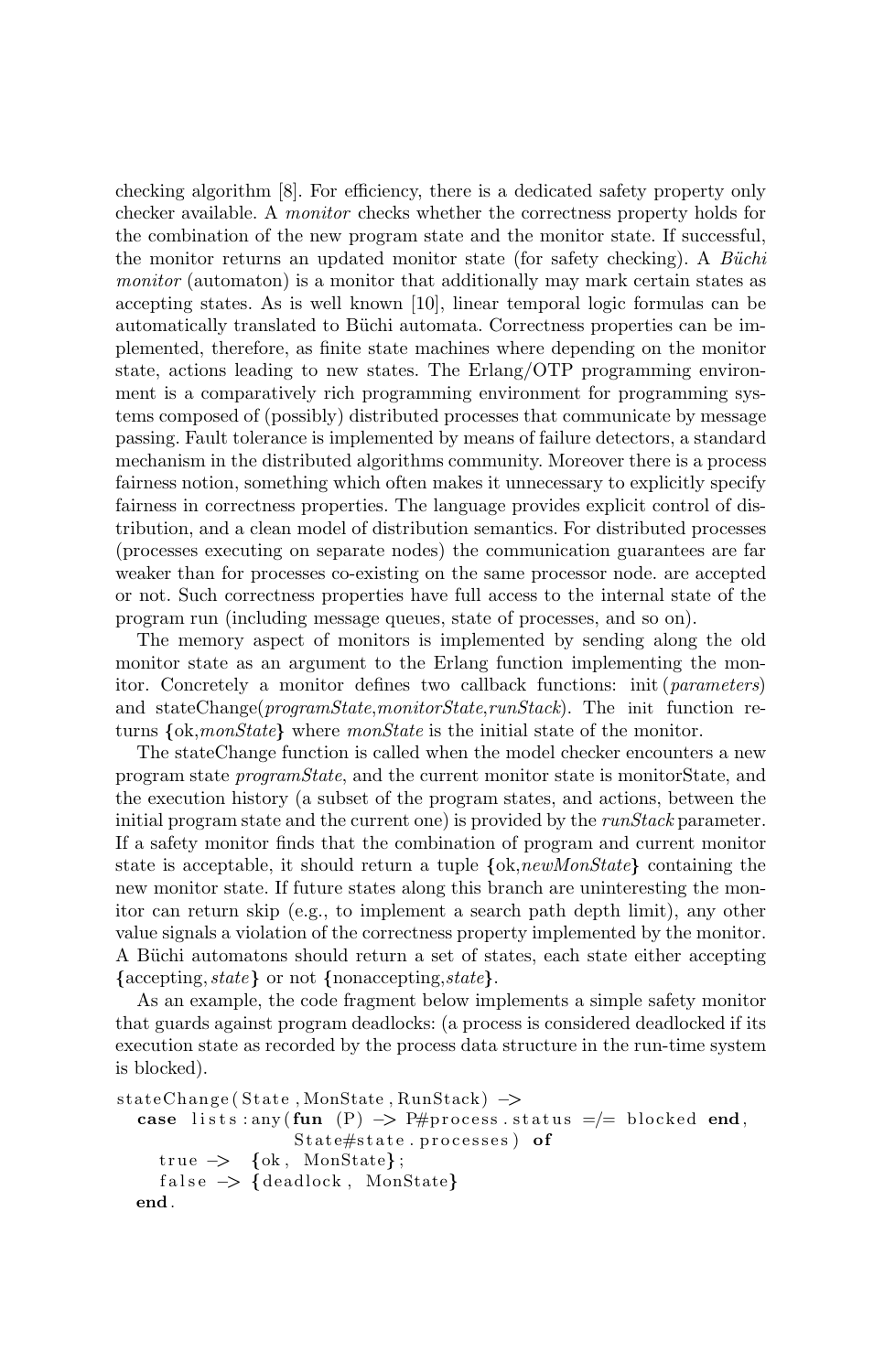checking algorithm [8]. For efficiency, there is a dedicated safety property only checker available. A *monitor* checks whether the correctness property holds for the combination of the new program state and the monitor state. If successful, the monitor returns an updated monitor state (for safety checking). A *Büchi monitor* (automaton) is a monitor that additionally may mark certain states as accepting states. As is well known [10], linear temporal logic formulas can be automatically translated to Büchi automata. Correctness properties can be implemented, therefore, as finite state machines where depending on the monitor state, actions leading to new states. The Erlang/OTP programming environment is a comparatively rich programming environment for programming systems composed of (possibly) distributed processes that communicate by message passing. Fault tolerance is implemented by means of failure detectors, a standard mechanism in the distributed algorithms community. Moreover there is a process fairness notion, something which often makes it unnecessary to explicitly specify fairness in correctness properties. The language provides explicit control of distribution, and a clean model of distribution semantics. For distributed processes (processes executing on separate nodes) the communication guarantees are far weaker than for processes co-existing on the same processor node. are accepted or not. Such correctness properties have full access to the internal state of the program run (including message queues, state of processes, and so on).

The memory aspect of monitors is implemented by sending along the old monitor state as an argument to the Erlang function implementing the monitor. Concretely a monitor defines two callback functions: init(*parameters*) and stateChange(*programState*,*monitorState*,*runStack*). The init function returns **{**ok,*monState***}** where *monState* is the initial state of the monitor.

The stateChange function is called when the model checker encounters a new program state *programState*, and the current monitor state is monitorState, and the execution history (a subset of the program states, and actions, between the initial program state and the current one) is provided by the *runStack* parameter. If a safety monitor finds that the combination of program and current monitor state is acceptable, it should return a tuple **{**ok,*newMonState***}** containing the new monitor state. If future states along this branch are uninteresting the monitor can return skip (e.g., to implement a search path depth limit), any other value signals a violation of the correctness property implemented by the monitor. A Büchi automatons should return a set of states, each state either accepting **{**accepting,*state***}** or not **{**nonaccepting,*state***}**.

As an example, the code fragment below implements a simple safety monitor that guards against program deadlocks: (a process is considered deadlocked if its execution state as recorded by the process data structure in the run-time system is blocked).

```
stateChange(State,MonState,RunStack) ->
  case lists:any(fun (P) -> P#process.status =/= blocked end,
                 State#state.processes) of
    true -> {ok, MonState};
    false -> {deadlock, MonState}
  end.
```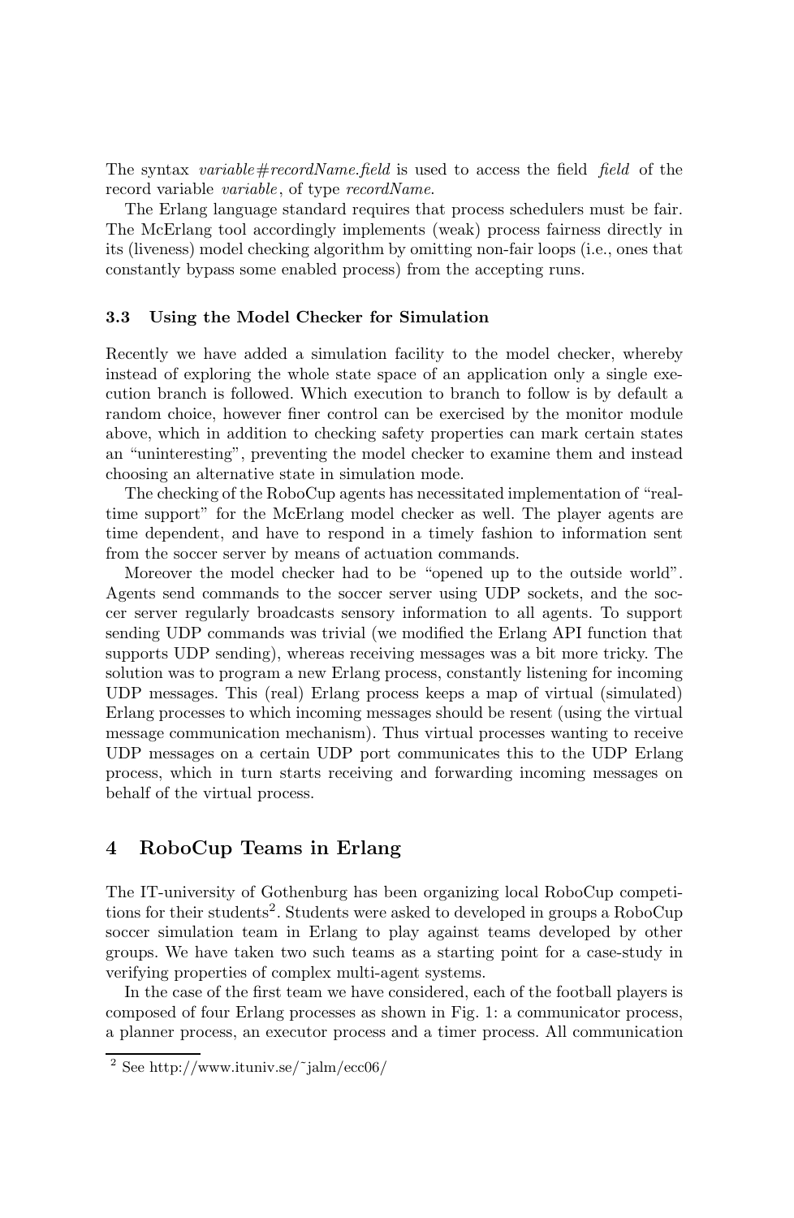The syntax *variable#recordName.field* is used to access the field *field* of the record variable *variable*, of type *recordName*.

The Erlang language standard requires that process schedulers must be fair. The McErlang tool accordingly implements (weak) process fairness directly in its (liveness) model checking algorithm by omitting non-fair loops (i.e., ones that constantly bypass some enabled process) from the accepting runs.

### 3.3 Using the Model Checker for Simulation

Recently we have added a simulation facility to the model checker, whereby instead of exploring the whole state space of an application only a single execution branch is followed. Which execution to branch to follow is by default a random choice, however finer control can be exercised by the monitor module above, which in addition to checking safety properties can mark certain states an "uninteresting", preventing the model checker to examine them and instead choosing an alternative state in simulation mode.

The checking of the RoboCup agents has necessitated implementation of "real-time support" for the McErlang model checker as well. The player agents are time dependent, and have to respond in a timely fashion to information sent from the soccer server by means of actuation commands.

Moreover the model checker had to be "opened up to the outside world". Agents send commands to the soccer server using UDP sockets, and the soccer server regularly broadcasts sensory information to all agents. To support sending UDP commands was trivial (we modified the Erlang API function that supports UDP sending), whereas receiving messages was a bit more tricky. The solution was to program a new Erlang process, constantly listening for incoming UDP messages. This (real) Erlang process keeps a map of virtual (simulated) Erlang processes to which incoming messages should be resent (using the virtual message communication mechanism). Thus virtual processes wanting to receive UDP messages on a certain UDP port communicates this to the UDP Erlang process, which in turn starts receiving and forwarding incoming messages on behalf of the virtual process.

## 4 RoboCup Teams in Erlang

The IT-university of Gothenburg has been organizing local RoboCup competitions for their students[2]. Students were asked to developed in groups a RoboCup soccer simulation team in Erlang to play against teams developed by other groups. We have taken two such teams as a starting point for a case-study in verifying properties of complex multi-agent systems.

In the case of the first team we have considered, each of the football players is composed of four Erlang processes as shown in Fig. 1: a communicator process, a planner process, an executor process and a timer process. All communication

[2] See http://www.ituniv.se/~jalm/ecc06/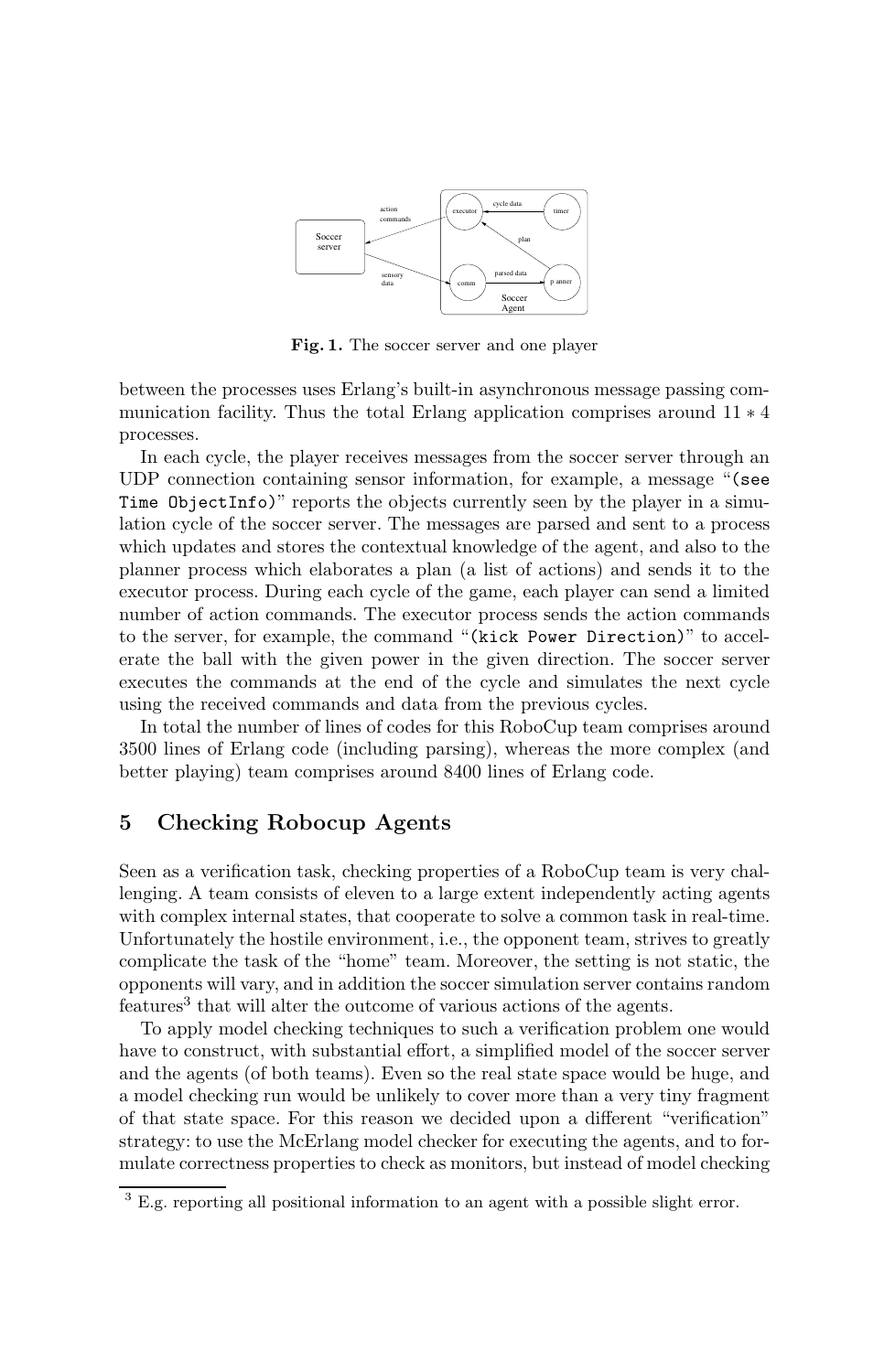Soccer server

action commands

sensory data

executor

cycle data

timer

plan

comm

parsed data

p anner

Soccer Agent

**Fig. 1.** The soccer server and one player

between the processes uses Erlang's built-in asynchronous message passing communication facility. Thus the total Erlang application comprises around $11 * 4$ processes.

In each cycle, the player receives messages from the soccer server through an UDP connection containing sensor information, for example, a message "`(see Time ObjectInfo)`" reports the objects currently seen by the player in a simulation cycle of the soccer server. The messages are parsed and sent to a process which updates and stores the contextual knowledge of the agent, and also to the planner process which elaborates a plan (a list of actions) and sends it to the executor process. During each cycle of the game, each player can send a limited number of action commands. The executor process sends the action commands to the server, for example, the command "`(kick Power Direction)`" to accelerate the ball with the given power in the given direction. The soccer server executes the commands at the end of the cycle and simulates the next cycle using the received commands and data from the previous cycles.

In total the number of lines of codes for this RoboCup team comprises around 3500 lines of Erlang code (including parsing), whereas the more complex (and better playing) team comprises around 8400 lines of Erlang code.

## 5 Checking Robocup Agents

Seen as a verification task, checking properties of a RoboCup team is very challenging. A team consists of eleven to a large extent independently acting agents with complex internal states, that cooperate to solve a common task in real-time. Unfortunately the hostile environment, i.e., the opponent team, strives to greatly complicate the task of the "home" team. Moreover, the setting is not static, the opponents will vary, and in addition the soccer simulation server contains random features[3] that will alter the outcome of various actions of the agents.

To apply model checking techniques to such a verification problem one would have to construct, with substantial effort, a simplified model of the soccer server and the agents (of both teams). Even so the real state space would be huge, and a model checking run would be unlikely to cover more than a very tiny fragment of that state space. For this reason we decided upon a different "verification" strategy: to use the McErlang model checker for executing the agents, and to formulate correctness properties to check as monitors, but instead of model checking

[3] E.g. reporting all positional information to an agent with a possible slight error.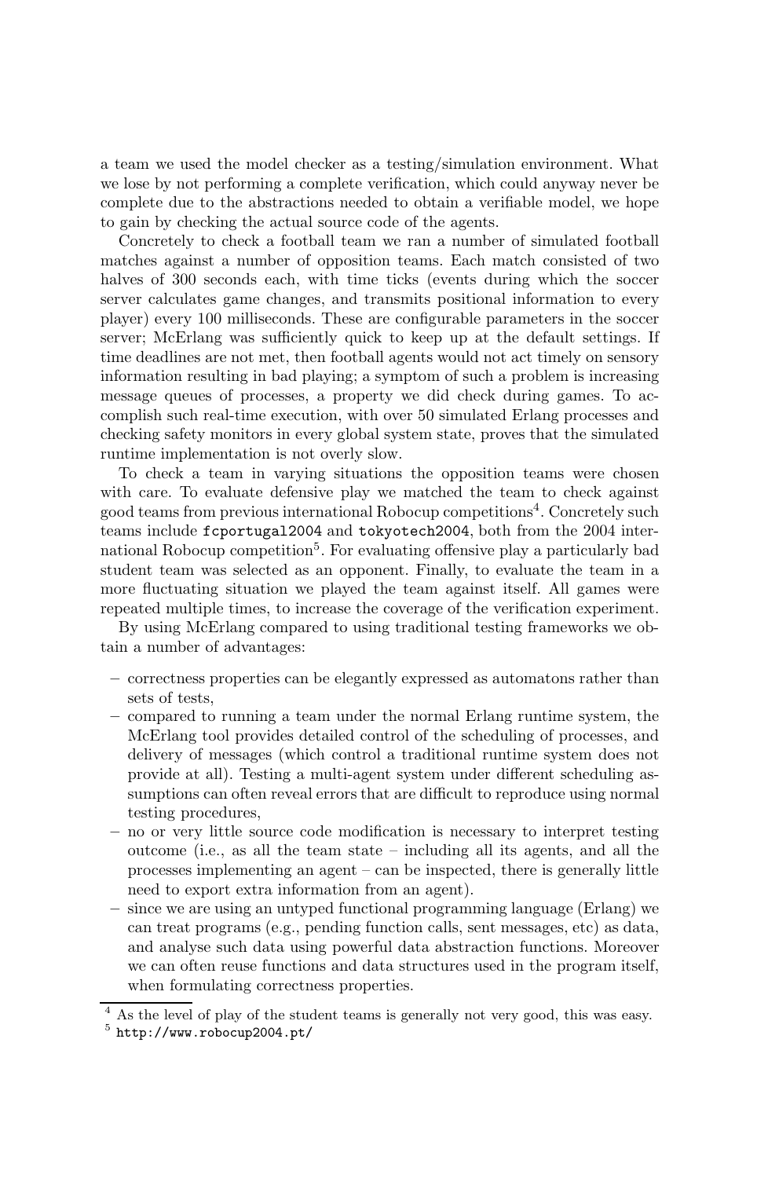a team we used the model checker as a testing/simulation environment. What we lose by not performing a complete verification, which could anyway never be complete due to the abstractions needed to obtain a verifiable model, we hope to gain by checking the actual source code of the agents.

Concretely to check a football team we ran a number of simulated football matches against a number of opposition teams. Each match consisted of two halves of 300 seconds each, with time ticks (events during which the soccer server calculates game changes, and transmits positional information to every player) every 100 milliseconds. These are configurable parameters in the soccer server; McErlang was sufficiently quick to keep up at the default settings. If time deadlines are not met, then football agents would not act timely on sensory information resulting in bad playing; a symptom of such a problem is increasing message queues of processes, a property we did check during games. To accomplish such real-time execution, with over 50 simulated Erlang processes and checking safety monitors in every global system state, proves that the simulated runtime implementation is not overly slow.

To check a team in varying situations the opposition teams were chosen with care. To evaluate defensive play we matched the team to check against good teams from previous international Robocup competitions[4]. Concretely such teams include `fcportugal2004` and `tokyotech2004`, both from the 2004 international Robocup competition[5]. For evaluating offensive play a particularly bad student team was selected as an opponent. Finally, to evaluate the team in a more fluctuating situation we played the team against itself. All games were repeated multiple times, to increase the coverage of the verification experiment.

By using McErlang compared to using traditional testing frameworks we obtain a number of advantages:

- correctness properties can be elegantly expressed as automatons rather than sets of tests,
- compared to running a team under the normal Erlang runtime system, the McErlang tool provides detailed control of the scheduling of processes, and delivery of messages (which control a traditional runtime system does not provide at all). Testing a multi-agent system under different scheduling assumptions can often reveal errors that are difficult to reproduce using normal testing procedures,
- no or very little source code modification is necessary to interpret testing outcome (i.e., as all the team state – including all its agents, and all the processes implementing an agent – can be inspected, there is generally little need to export extra information from an agent).
- since we are using an untyped functional programming language (Erlang) we can treat programs (e.g., pending function calls, sent messages, etc) as data, and analyse such data using powerful data abstraction functions. Moreover we can often reuse functions and data structures used in the program itself, when formulating correctness properties.

[4] As the level of play of the student teams is generally not very good, this was easy.

[5] `http://www.robocup2004.pt/`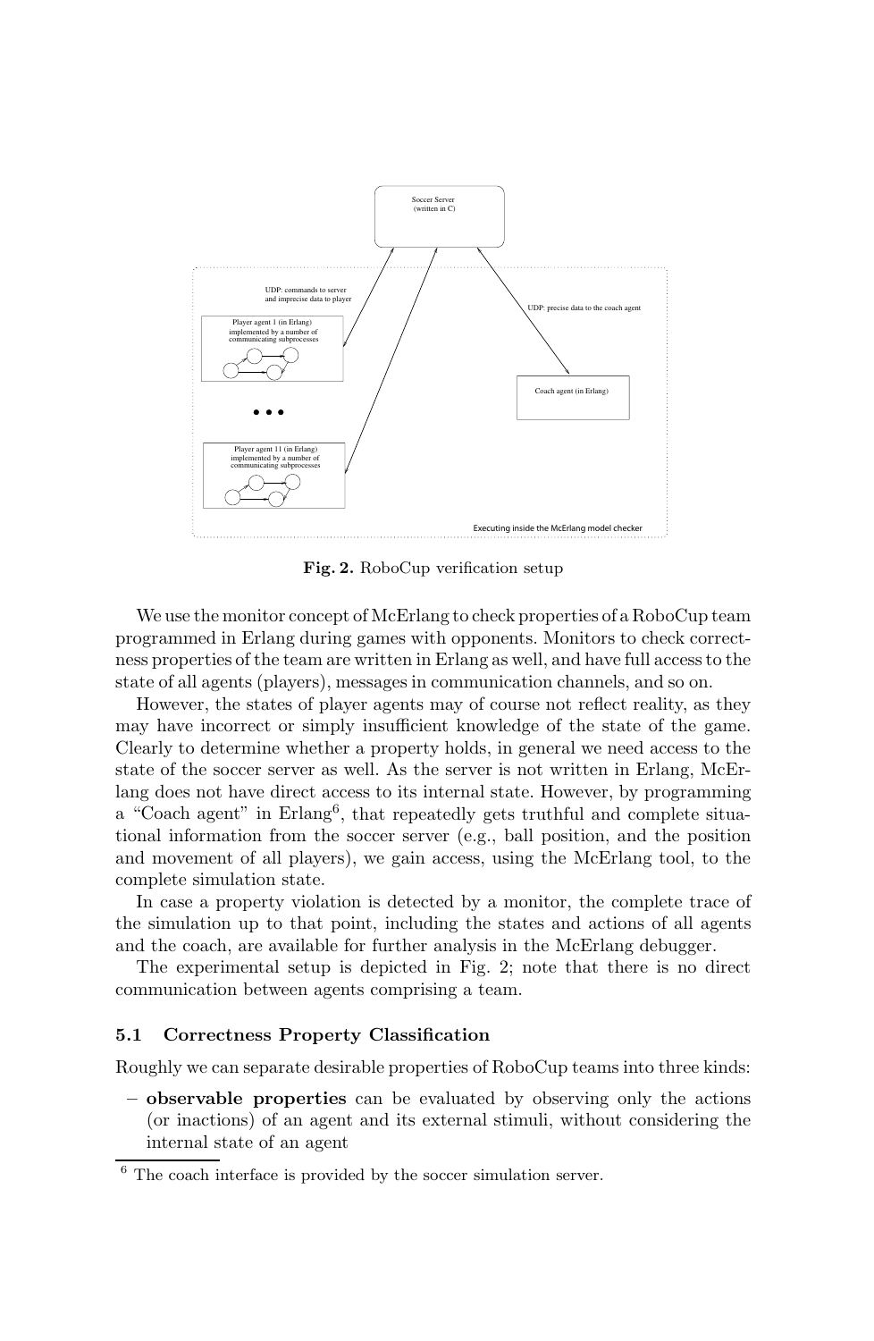**Fig. 2.** RoboCup verification setup

We use the monitor concept of McErlang to check properties of a RoboCup team programmed in Erlang during games with opponents. Monitors to check correctness properties of the team are written in Erlang as well, and have full access to the state of all agents (players), messages in communication channels, and so on.

However, the states of player agents may of course not reflect reality, as they may have incorrect or simply insufficient knowledge of the state of the game. Clearly to determine whether a property holds, in general we need access to the state of the soccer server as well. As the server is not written in Erlang, McErlang does not have direct access to its internal state. However, by programming a "Coach agent" in Erlang[6], that repeatedly gets truthful and complete situational information from the soccer server (e.g., ball position, and the position and movement of all players), we gain access, using the McErlang tool, to the complete simulation state.

In case a property violation is detected by a monitor, the complete trace of the simulation up to that point, including the states and actions of all agents and the coach, are available for further analysis in the McErlang debugger.

The experimental setup is depicted in Fig. 2; note that there is no direct communication between agents comprising a team.

### 5.1 Correctness Property Classification

Roughly we can separate desirable properties of RoboCup teams into three kinds:

- **observable properties** can be evaluated by observing only the actions (or inactions) of an agent and its external stimuli, without considering the internal state of an agent

[6] The coach interface is provided by the soccer simulation server.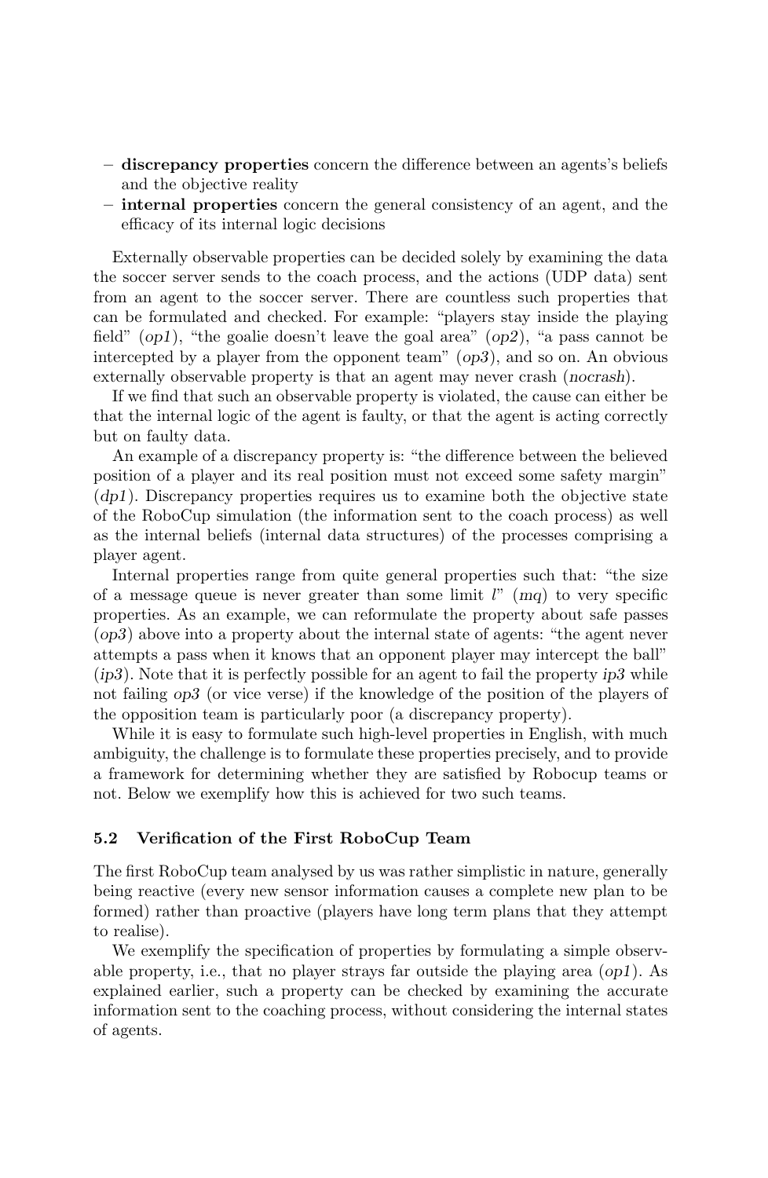- **discrepancy properties** concern the difference between an agents's beliefs and the objective reality
- **internal properties** concern the general consistency of an agent, and the efficacy of its internal logic decisions

Externally observable properties can be decided solely by examining the data the soccer server sends to the coach process, and the actions (UDP data) sent from an agent to the soccer server. There are countless such properties that can be formulated and checked. For example: "players stay inside the playing field" (*op1*), "the goalie doesn't leave the goal area" (*op2*), "a pass cannot be intercepted by a player from the opponent team" (*op3*), and so on. An obvious externally observable property is that an agent may never crash (*nocrash*).

If we find that such an observable property is violated, the cause can either be that the internal logic of the agent is faulty, or that the agent is acting correctly but on faulty data.

An example of a discrepancy property is: "the difference between the believed position of a player and its real position must not exceed some safety margin" (*dp1*). Discrepancy properties requires us to examine both the objective state of the RoboCup simulation (the information sent to the coach process) as well as the internal beliefs (internal data structures) of the processes comprising a player agent.

Internal properties range from quite general properties such that: "the size of a message queue is never greater than some limit $l$" (*mq*) to very specific properties. As an example, we can reformulate the property about safe passes (*op3*) above into a property about the internal state of agents: "the agent never attempts a pass when it knows that an opponent player may intercept the ball" (*ip3*). Note that it is perfectly possible for an agent to fail the property *ip3* while not failing *op3* (or vice verse) if the knowledge of the position of the players of the opposition team is particularly poor (a discrepancy property).

While it is easy to formulate such high-level properties in English, with much ambiguity, the challenge is to formulate these properties precisely, and to provide a framework for determining whether they are satisfied by Robocup teams or not. Below we exemplify how this is achieved for two such teams.

### 5.2 Verification of the First RoboCup Team

The first RoboCup team analysed by us was rather simplistic in nature, generally being reactive (every new sensor information causes a complete new plan to be formed) rather than proactive (players have long term plans that they attempt to realise).

We exemplify the specification of properties by formulating a simple observable property, i.e., that no player strays far outside the playing area (*op1*). As explained earlier, such a property can be checked by examining the accurate information sent to the coaching process, without considering the internal states of agents.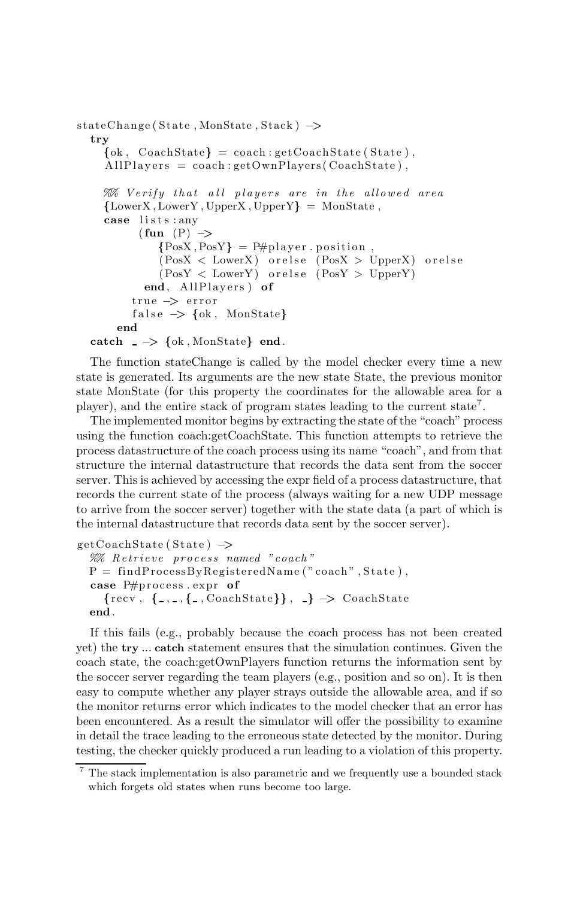```
stateChange(State,MonState,Stack) ->
  try
    {ok, CoachState} = coach:getCoachState(State),
    AllPlayers = coach:getOwnPlayers(CoachState),

    %% Verify that all players are in the allowed area
    {LowerX,LowerY,UpperX,UpperY} = MonState,
    case lists:any
          (fun (P) ->
              {PosX,PosY} = P#player.position,
              (PosX < LowerX) orelse (PosX > UpperX) orelse
              (PosY < LowerY) orelse (PosY > UpperY)
           end, AllPlayers) of
        true -> error
        false -> {ok, MonState}
      end
  catch _ -> {ok,MonState} end.
```

The function stateChange is called by the model checker every time a new state is generated. Its arguments are the new state State, the previous monitor state MonState (for this property the coordinates for the allowable area for a player), and the entire stack of program states leading to the current state[7].

The implemented monitor begins by extracting the state of the "coach" process using the function coach:getCoachState. This function attempts to retrieve the process datastructure of the coach process using its name "coach", and from that structure the internal datastructure that records the data sent from the soccer server. This is achieved by accessing the expr field of a process datastructure, that records the current state of the process (always waiting for a new UDP message to arrive from the soccer server) together with the state data (a part of which is the internal datastructure that records data sent by the soccer server).

```
getCoachState(State) ->
  %% Retrieve process named "coach"
  P = findProcessByRegisteredName("coach",State),
  case P#process.expr of
    {recv, {_,_,{_,CoachState}}, _} -> CoachState
  end.
```

If this fails (e.g., probably because the coach process has not been created yet) the **try** ... **catch** statement ensures that the simulation continues. Given the coach state, the coach:getOwnPlayers function returns the information sent by the soccer server regarding the team players (e.g., position and so on). It is then easy to compute whether any player strays outside the allowable area, and if so the monitor returns error which indicates to the model checker that an error has been encountered. As a result the simulator will offer the possibility to examine in detail the trace leading to the erroneous state detected by the monitor. During testing, the checker quickly produced a run leading to a violation of this property.

[7] The stack implementation is also parametric and we frequently use a bounded stack which forgets old states when runs become too large.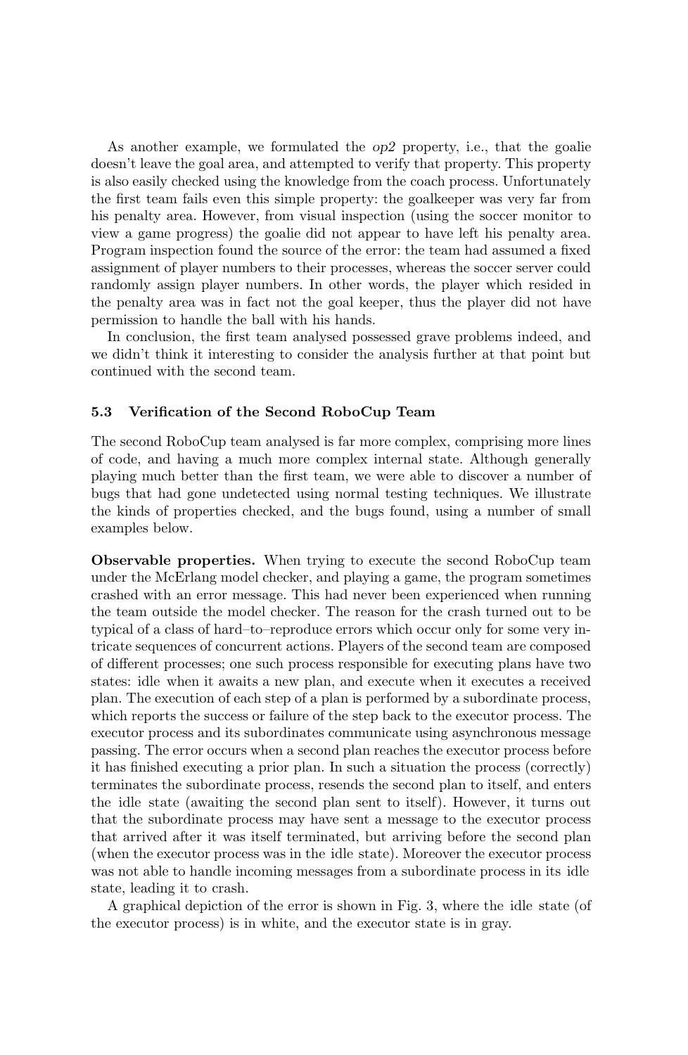As another example, we formulated the *op2* property, i.e., that the goalie doesn't leave the goal area, and attempted to verify that property. This property is also easily checked using the knowledge from the coach process. Unfortunately the first team fails even this simple property: the goalkeeper was very far from his penalty area. However, from visual inspection (using the soccer monitor to view a game progress) the goalie did not appear to have left his penalty area. Program inspection found the source of the error: the team had assumed a fixed assignment of player numbers to their processes, whereas the soccer server could randomly assign player numbers. In other words, the player which resided in the penalty area was in fact not the goal keeper, thus the player did not have permission to handle the ball with his hands.

In conclusion, the first team analysed possessed grave problems indeed, and we didn't think it interesting to consider the analysis further at that point but continued with the second team.

### 5.3 Verification of the Second RoboCup Team

The second RoboCup team analysed is far more complex, comprising more lines of code, and having a much more complex internal state. Although generally playing much better than the first team, we were able to discover a number of bugs that had gone undetected using normal testing techniques. We illustrate the kinds of properties checked, and the bugs found, using a number of small examples below.

**Observable properties.** When trying to execute the second RoboCup team under the McErlang model checker, and playing a game, the program sometimes crashed with an error message. This had never been experienced when running the team outside the model checker. The reason for the crash turned out to be typical of a class of hard–to–reproduce errors which occur only for some very intricate sequences of concurrent actions. Players of the second team are composed of different processes; one such process responsible for executing plans have two states: idle when it awaits a new plan, and execute when it executes a received plan. The execution of each step of a plan is performed by a subordinate process, which reports the success or failure of the step back to the executor process. The executor process and its subordinates communicate using asynchronous message passing. The error occurs when a second plan reaches the executor process before it has finished executing a prior plan. In such a situation the process (correctly) terminates the subordinate process, resends the second plan to itself, and enters the idle state (awaiting the second plan sent to itself). However, it turns out that the subordinate process may have sent a message to the executor process that arrived after it was itself terminated, but arriving before the second plan (when the executor process was in the idle state). Moreover the executor process was not able to handle incoming messages from a subordinate process in its idle state, leading it to crash.

A graphical depiction of the error is shown in Fig. 3, where the idle state (of the executor process) is in white, and the executor state is in gray.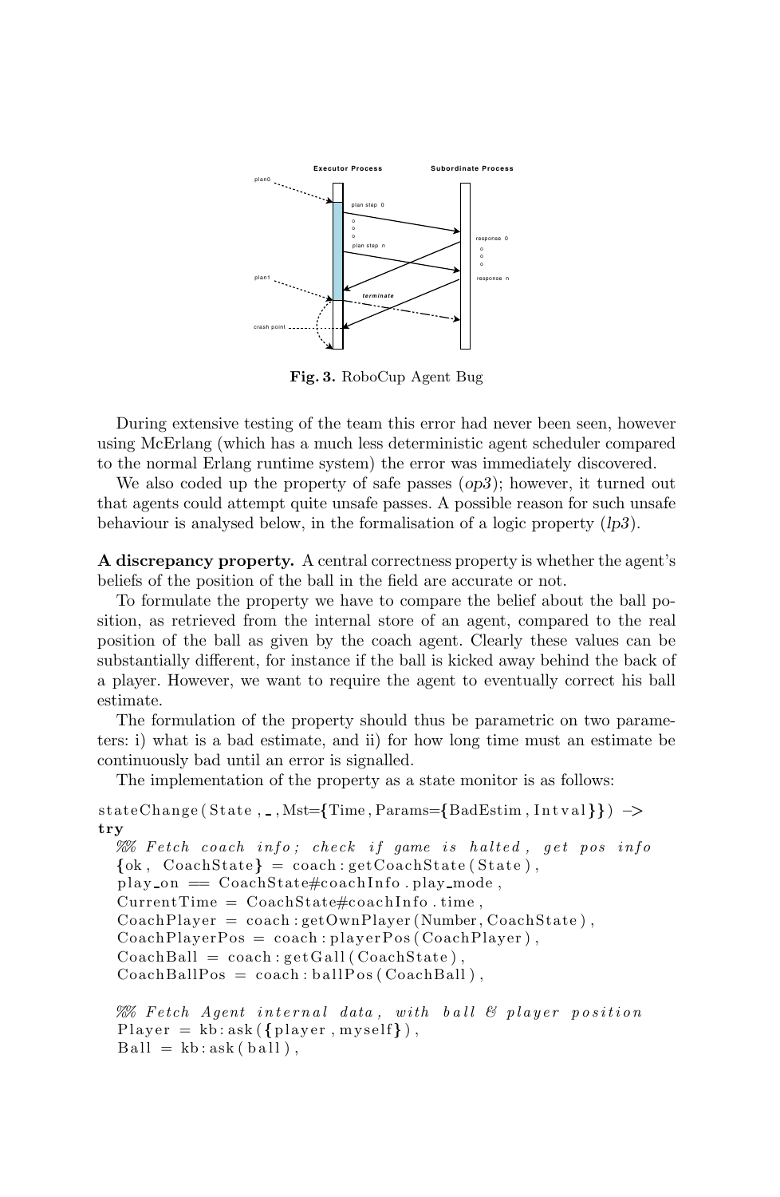**Fig. 3.** RoboCup Agent Bug

During extensive testing of the team this error had never been seen, however using McErlang (which has a much less deterministic agent scheduler compared to the normal Erlang runtime system) the error was immediately discovered.

We also coded up the property of safe passes (*op3*); however, it turned out that agents could attempt quite unsafe passes. A possible reason for such unsafe behaviour is analysed below, in the formalisation of a logic property (*lp3*).

**A discrepancy property.** A central correctness property is whether the agent's beliefs of the position of the ball in the field are accurate or not.

To formulate the property we have to compare the belief about the ball position, as retrieved from the internal store of an agent, compared to the real position of the ball as given by the coach agent. Clearly these values can be substantially different, for instance if the ball is kicked away behind the back of a player. However, we want to require the agent to eventually correct his ball estimate.

The formulation of the property should thus be parametric on two parameters: i) what is a bad estimate, and ii) for how long time must an estimate be continuously bad until an error is signalled.

The implementation of the property as a state monitor is as follows:

```
stateChange(State,_,Mst={Time,Params={BadEstim,Intval}}) ->
try
  %% Fetch coach info; check if game is halted, get pos info
  {ok, CoachState} = coach:getCoachState(State),
  play_on == CoachState#coachInfo.play_mode,
  CurrentTime = CoachState#coachInfo.time,
  CoachPlayer = coach:getOwnPlayer(Number,CoachState),
  CoachPlayerPos = coach:playerPos(CoachPlayer),
  CoachBall = coach:getGall(CoachState),
  CoachBallPos = coach:ballPos(CoachBall),

  %% Fetch Agent internal data, with ball & player position
  Player = kb:ask({player,myself}),
  Ball = kb:ask(ball),
```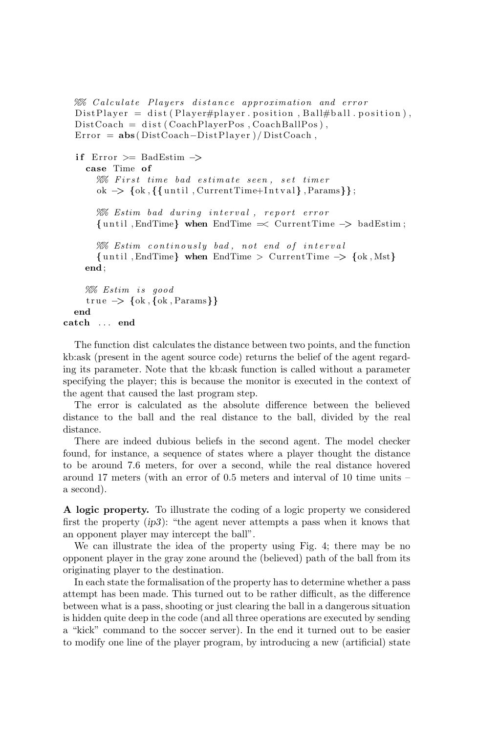```
  %% Calculate Players distance approximation and error
  DistPlayer = dist(Player#player.position, Ball#ball.position),
  DistCoach = dist(CoachPlayerPos, CoachBallPos),
  Error = abs(DistCoach-DistPlayer)/DistCoach,

  if Error >= BadEstim ->
    case Time of
      %% First time bad estimate seen, set timer
      ok -> {ok,{{until,CurrentTime+Intval},Params}};

      %% Estim bad during interval, report error
      {until,EndTime} when EndTime =< CurrentTime -> badEstim;

      %% Estim continously bad, not end of interval
      {until,EndTime} when EndTime > CurrentTime -> {ok,Mst}
    end;

    %% Estim is good
    true -> {ok,{ok,Params}}
  end
catch ... end
```

The function dist calculates the distance between two points, and the function kb:ask (present in the agent source code) returns the belief of the agent regarding its parameter. Note that the kb:ask function is called without a parameter specifying the player; this is because the monitor is executed in the context of the agent that caused the last program step.

The error is calculated as the absolute difference between the believed distance to the ball and the real distance to the ball, divided by the real distance.

There are indeed dubious beliefs in the second agent. The model checker found, for instance, a sequence of states where a player thought the distance to be around 7.6 meters, for over a second, while the real distance hovered around 17 meters (with an error of 0.5 meters and interval of 10 time units – a second).

**A logic property.** To illustrate the coding of a logic property we considered first the property (*ip3*): "the agent never attempts a pass when it knows that an opponent player may intercept the ball".

We can illustrate the idea of the property using Fig. 4; there may be no opponent player in the gray zone around the (believed) path of the ball from its originating player to the destination.

In each state the formalisation of the property has to determine whether a pass attempt has been made. This turned out to be rather difficult, as the difference between what is a pass, shooting or just clearing the ball in a dangerous situation is hidden quite deep in the code (and all three operations are executed by sending a "kick" command to the soccer server). In the end it turned out to be easier to modify one line of the player program, by introducing a new (artificial) state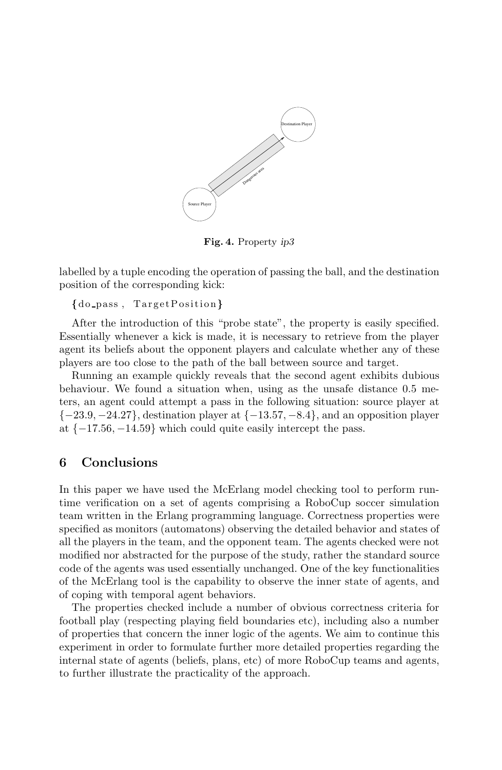**Fig. 4.** Property *ip3*

labelled by a tuple encoding the operation of passing the ball, and the destination position of the corresponding kick:

```
{do_pass, TargetPosition}
```

After the introduction of this "probe state", the property is easily specified. Essentially whenever a kick is made, it is necessary to retrieve from the player agent its beliefs about the opponent players and calculate whether any of these players are too close to the path of the ball between source and target.

Running an example quickly reveals that the second agent exhibits dubious behaviour. We found a situation when, using as the unsafe distance 0.5 meters, an agent could attempt a pass in the following situation: source player at $\{-23.9, -24.27\}$, destination player at $\{-13.57, -8.4\}$, and an opposition player at $\{-17.56, -14.59\}$ which could quite easily intercept the pass.

## 6 Conclusions

In this paper we have used the McErlang model checking tool to perform runtime verification on a set of agents comprising a RoboCup soccer simulation team written in the Erlang programming language. Correctness properties were specified as monitors (automatons) observing the detailed behavior and states of all the players in the team, and the opponent team. The agents checked were not modified nor abstracted for the purpose of the study, rather the standard source code of the agents was used essentially unchanged. One of the key functionalities of the McErlang tool is the capability to observe the inner state of agents, and of coping with temporal agent behaviors.

The properties checked include a number of obvious correctness criteria for football play (respecting playing field boundaries etc), including also a number of properties that concern the inner logic of the agents. We aim to continue this experiment in order to formulate further more detailed properties regarding the internal state of agents (beliefs, plans, etc) of more RoboCup teams and agents, to further illustrate the practicality of the approach.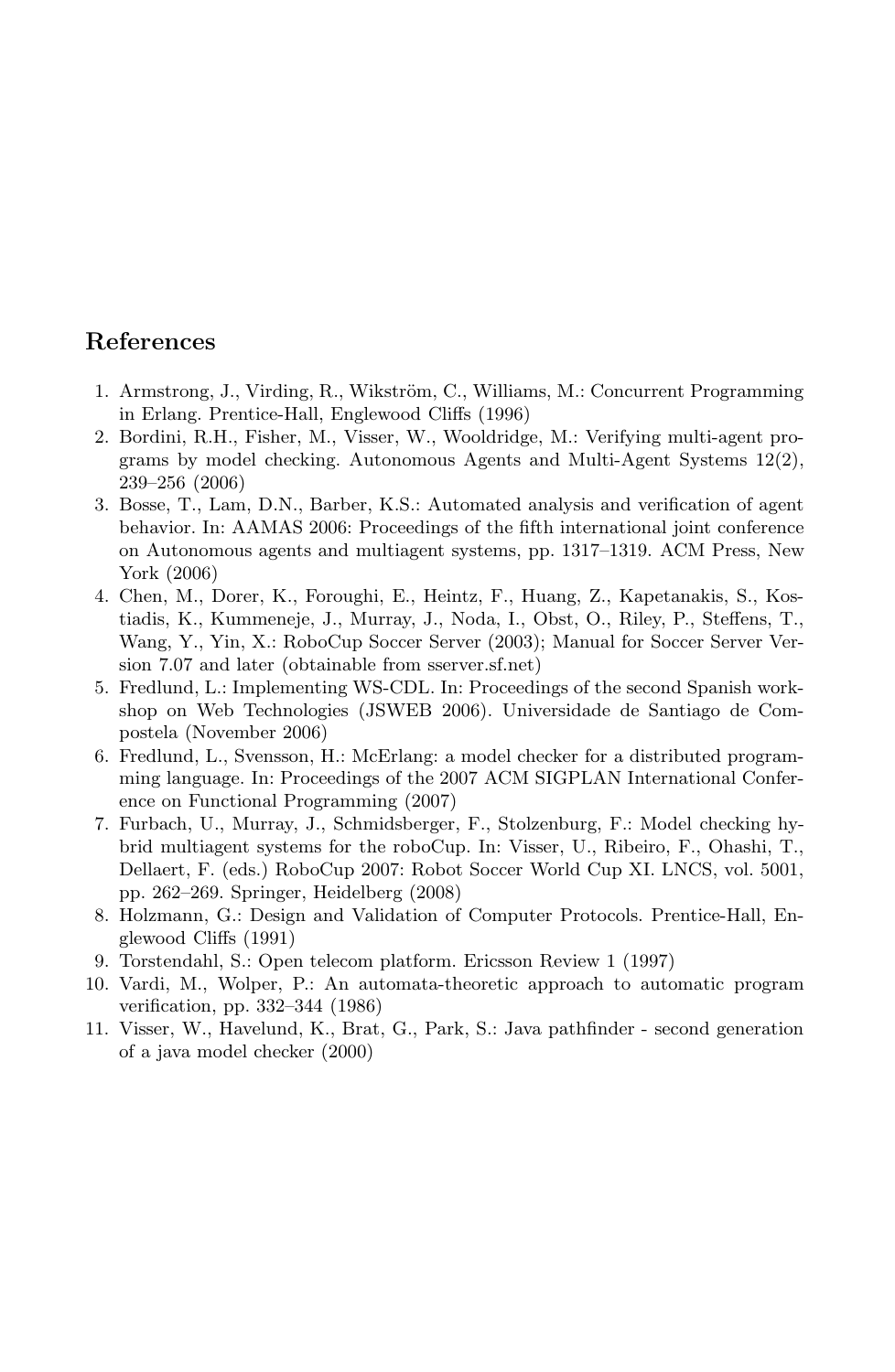## References

1. Armstrong, J., Virding, R., Wikström, C., Williams, M.: Concurrent Programming in Erlang. Prentice-Hall, Englewood Cliffs (1996)
2. Bordini, R.H., Fisher, M., Visser, W., Wooldridge, M.: Verifying multi-agent programs by model checking. Autonomous Agents and Multi-Agent Systems 12(2), 239–256 (2006)
3. Bosse, T., Lam, D.N., Barber, K.S.: Automated analysis and verification of agent behavior. In: AAMAS 2006: Proceedings of the fifth international joint conference on Autonomous agents and multiagent systems, pp. 1317–1319. ACM Press, New York (2006)
4. Chen, M., Dorer, K., Foroughi, E., Heintz, F., Huang, Z., Kapetanakis, S., Kostiadis, K., Kummeneje, J., Murray, J., Noda, I., Obst, O., Riley, P., Steffens, T., Wang, Y., Yin, X.: RoboCup Soccer Server (2003); Manual for Soccer Server Version 7.07 and later (obtainable from sserver.sf.net)
5. Fredlund, L.: Implementing WS-CDL. In: Proceedings of the second Spanish workshop on Web Technologies (JSWEB 2006). Universidade de Santiago de Compostela (November 2006)
6. Fredlund, L., Svensson, H.: McErlang: a model checker for a distributed programming language. In: Proceedings of the 2007 ACM SIGPLAN International Conference on Functional Programming (2007)
7. Furbach, U., Murray, J., Schmidsberger, F., Stolzenburg, F.: Model checking hybrid multiagent systems for the roboCup. In: Visser, U., Ribeiro, F., Ohashi, T., Dellaert, F. (eds.) RoboCup 2007: Robot Soccer World Cup XI. LNCS, vol. 5001, pp. 262–269. Springer, Heidelberg (2008)
8. Holzmann, G.: Design and Validation of Computer Protocols. Prentice-Hall, Englewood Cliffs (1991)
9. Torstendahl, S.: Open telecom platform. Ericsson Review 1 (1997)
10. Vardi, M., Wolper, P.: An automata-theoretic approach to automatic program verification, pp. 332–344 (1986)
11. Visser, W., Havelund, K., Brat, G., Park, S.: Java pathfinder - second generation of a java model checker (2000)